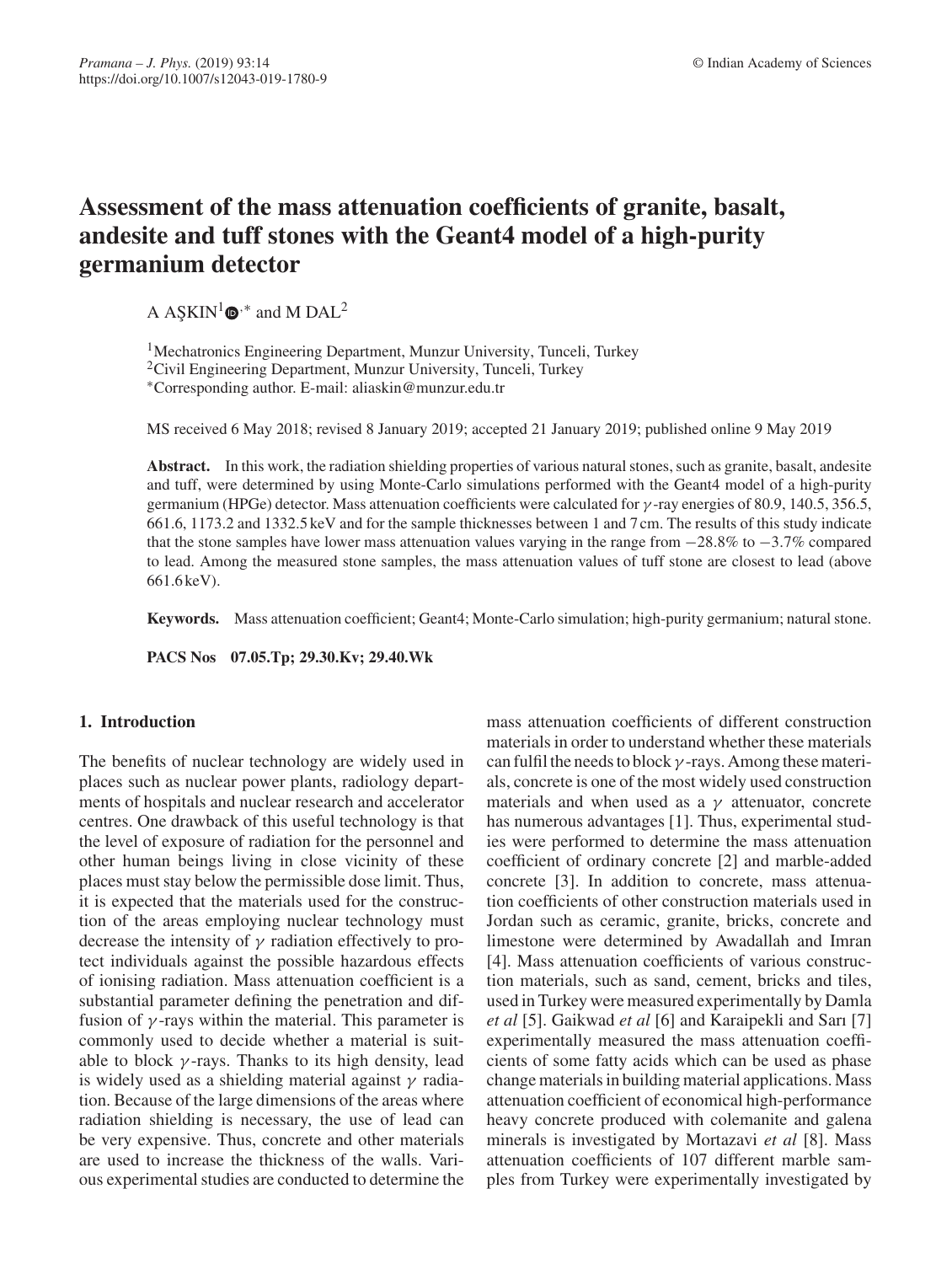# Assessment of the mass attenuation coefficients of granite, basalt, andesite and tuff stones with the Geant4 model of a high-purity germanium detector

A AŞKIN[1,*] and M DAL[2]

[1]Mechatronics Engineering Department, Munzur University, Tunceli, Turkey
[2]Civil Engineering Department, Munzur University, Tunceli, Turkey
[*]Corresponding author. E-mail: aliaskin@munzur.edu.tr

MS received 6 May 2018; revised 8 January 2019; accepted 21 January 2019; published online 9 May 2019

**Abstract.** In this work, the radiation shielding properties of various natural stones, such as granite, basalt, andesite and tuff, were determined by using Monte-Carlo simulations performed with the Geant4 model of a high-purity germanium (HPGe) detector. Mass attenuation coefficients were calculated for $\gamma$-ray energies of 80.9, 140.5, 356.5, 661.6, 1173.2 and 1332.5 keV and for the sample thicknesses between 1 and 7 cm. The results of this study indicate that the stone samples have lower mass attenuation values varying in the range from −28.8% to −3.7% compared to lead. Among the measured stone samples, the mass attenuation values of tuff stone are closest to lead (above 661.6 keV).

**Keywords.** Mass attenuation coefficient; Geant4; Monte-Carlo simulation; high-purity germanium; natural stone.

**PACS Nos 07.05.Tp; 29.30.Kv; 29.40.Wk**

## 1. Introduction

The benefits of nuclear technology are widely used in places such as nuclear power plants, radiology departments of hospitals and nuclear research and accelerator centres. One drawback of this useful technology is that the level of exposure of radiation for the personnel and other human beings living in close vicinity of these places must stay below the permissible dose limit. Thus, it is expected that the materials used for the construction of the areas employing nuclear technology must decrease the intensity of $\gamma$ radiation effectively to protect individuals against the possible hazardous effects of ionising radiation. Mass attenuation coefficient is a substantial parameter defining the penetration and diffusion of $\gamma$-rays within the material. This parameter is commonly used to decide whether a material is suitable to block $\gamma$-rays. Thanks to its high density, lead is widely used as a shielding material against $\gamma$ radiation. Because of the large dimensions of the areas where radiation shielding is necessary, the use of lead can be very expensive. Thus, concrete and other materials are used to increase the thickness of the walls. Various experimental studies are conducted to determine the mass attenuation coefficients of different construction materials in order to understand whether these materials can fulfil the needs to block $\gamma$-rays. Among these materials, concrete is one of the most widely used construction materials and when used as a $\gamma$ attenuator, concrete has numerous advantages [1]. Thus, experimental studies were performed to determine the mass attenuation coefficient of ordinary concrete [2] and marble-added concrete [3]. In addition to concrete, mass attenuation coefficients of other construction materials used in Jordan such as ceramic, granite, bricks, concrete and limestone were determined by Awadallah and Imran [4]. Mass attenuation coefficients of various construction materials, such as sand, cement, bricks and tiles, used in Turkey were measured experimentally by Damla *et al* [5]. Gaikwad *et al* [6] and Karaipekli and Sarı [7] experimentally measured the mass attenuation coefficients of some fatty acids which can be used as phase change materials in building material applications. Mass attenuation coefficient of economical high-performance heavy concrete produced with colemanite and galena minerals is investigated by Mortazavi *et al* [8]. Mass attenuation coefficients of 107 different marble samples from Turkey were experimentally investigated by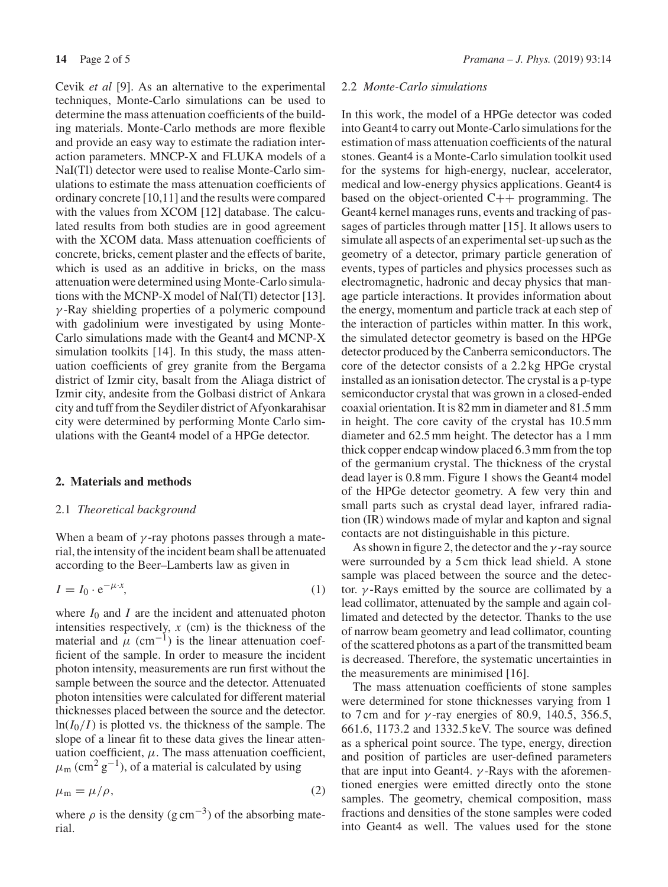Cevik *et al* [9]. As an alternative to the experimental techniques, Monte-Carlo simulations can be used to determine the mass attenuation coefficients of the building materials. Monte-Carlo methods are more flexible and provide an easy way to estimate the radiation interaction parameters. MNCP-X and FLUKA models of a NaI(Tl) detector were used to realise Monte-Carlo simulations to estimate the mass attenuation coefficients of ordinary concrete [10,11] and the results were compared with the values from XCOM [12] database. The calculated results from both studies are in good agreement with the XCOM data. Mass attenuation coefficients of concrete, bricks, cement plaster and the effects of barite, which is used as an additive in bricks, on the mass attenuation were determined using Monte-Carlo simulations with the MCNP-X model of NaI(Tl) detector [13]. $\gamma$-Ray shielding properties of a polymeric compound with gadolinium were investigated by using Monte-Carlo simulations made with the Geant4 and MCNP-X simulation toolkits [14]. In this study, the mass attenuation coefficients of grey granite from the Bergama district of Izmir city, basalt from the Aliaga district of Izmir city, andesite from the Golbasi district of Ankara city and tuff from the Seydiler district of Afyonkarahisar city were determined by performing Monte Carlo simulations with the Geant4 model of a HPGe detector.

## 2. Materials and methods

### 2.1 *Theoretical background*

When a beam of $\gamma$-ray photons passes through a material, the intensity of the incident beam shall be attenuated according to the Beer–Lamberts law as given in

$$I = I_0 \cdot e^{-\mu \cdot x}, \tag{1}$$

where $I_0$ and $I$ are the incident and attenuated photon intensities respectively, $x$ (cm) is the thickness of the material and $\mu$ (cm$^{-1}$) is the linear attenuation coefficient of the sample. In order to measure the incident photon intensity, measurements are run first without the sample between the source and the detector. Attenuated photon intensities were calculated for different material thicknesses placed between the source and the detector. $\ln(I_0/I)$ is plotted vs. the thickness of the sample. The slope of a linear fit to these data gives the linear attenuation coefficient, $\mu$. The mass attenuation coefficient, $\mu_m$ (cm$^2$ g$^{-1}$), of a material is calculated by using

$$\mu_m = \mu/\rho, \tag{2}$$

where $\rho$ is the density (g cm$^{-3}$) of the absorbing material.

### 2.2 *Monte-Carlo simulations*

In this work, the model of a HPGe detector was coded into Geant4 to carry out Monte-Carlo simulations for the estimation of mass attenuation coefficients of the natural stones. Geant4 is a Monte-Carlo simulation toolkit used for the systems for high-energy, nuclear, accelerator, medical and low-energy physics applications. Geant4 is based on the object-oriented C++ programming. The Geant4 kernel manages runs, events and tracking of passages of particles through matter [15]. It allows users to simulate all aspects of an experimental set-up such as the geometry of a detector, primary particle generation of events, types of particles and physics processes such as electromagnetic, hadronic and decay physics that manage particle interactions. It provides information about the energy, momentum and particle track at each step of the interaction of particles within matter. In this work, the simulated detector geometry is based on the HPGe detector produced by the Canberra semiconductors. The core of the detector consists of a 2.2 kg HPGe crystal installed as an ionisation detector. The crystal is a p-type semiconductor crystal that was grown in a closed-ended coaxial orientation. It is 82 mm in diameter and 81.5 mm in height. The core cavity of the crystal has 10.5 mm diameter and 62.5 mm height. The detector has a 1 mm thick copper endcap window placed 6.3 mm from the top of the germanium crystal. The thickness of the crystal dead layer is 0.8 mm. Figure 1 shows the Geant4 model of the HPGe detector geometry. A few very thin and small parts such as crystal dead layer, infrared radiation (IR) windows made of mylar and kapton and signal contacts are not distinguishable in this picture.

As shown in figure 2, the detector and the $\gamma$-ray source were surrounded by a 5 cm thick lead shield. A stone sample was placed between the source and the detector. $\gamma$-Rays emitted by the source are collimated by a lead collimator, attenuated by the sample and again collimated and detected by the detector. Thanks to the use of narrow beam geometry and lead collimator, counting of the scattered photons as a part of the transmitted beam is decreased. Therefore, the systematic uncertainties in the measurements are minimised [16].

The mass attenuation coefficients of stone samples were determined for stone thicknesses varying from 1 to 7 cm and for $\gamma$-ray energies of 80.9, 140.5, 356.5, 661.6, 1173.2 and 1332.5 keV. The source was defined as a spherical point source. The type, energy, direction and position of particles are user-defined parameters that are input into Geant4. $\gamma$-Rays with the aforementioned energies were emitted directly onto the stone samples. The geometry, chemical composition, mass fractions and densities of the stone samples were coded into Geant4 as well. The values used for the stone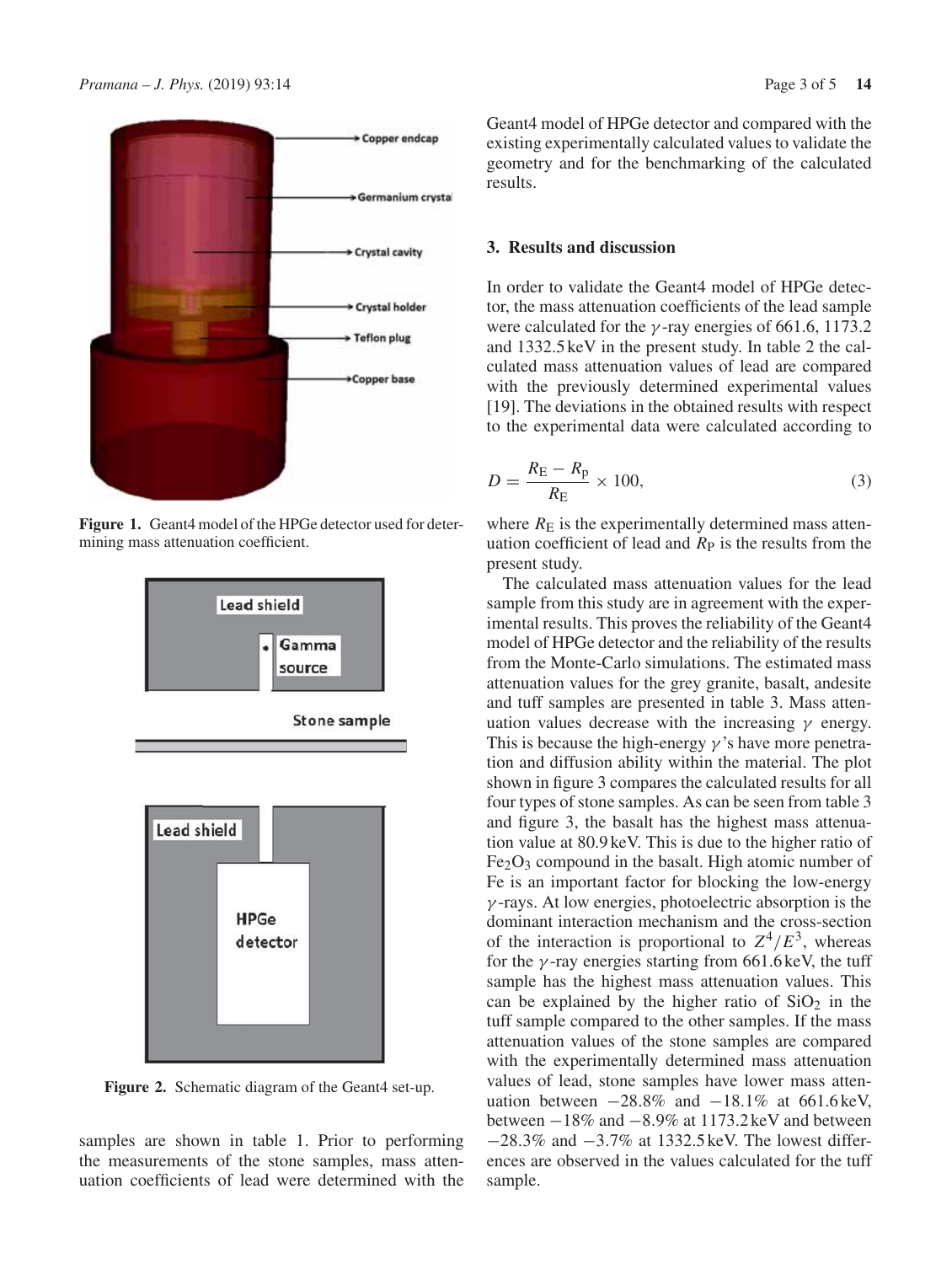Figure 1. Geant4 model of the HPGe detector used for determining mass attenuation coefficient.

Figure 2. Schematic diagram of the Geant4 set-up.

samples are shown in table 1. Prior to performing the measurements of the stone samples, mass attenuation coefficients of lead were determined with the Geant4 model of HPGe detector and compared with the existing experimentally calculated values to validate the geometry and for the benchmarking of the calculated results.

## 3. Results and discussion

In order to validate the Geant4 model of HPGe detector, the mass attenuation coefficients of the lead sample were calculated for the $\gamma$-ray energies of 661.6, 1173.2 and 1332.5 keV in the present study. In table 2 the calculated mass attenuation values of lead are compared with the previously determined experimental values [19]. The deviations in the obtained results with respect to the experimental data were calculated according to

$$D = \frac{R_{\mathrm{E}} - R_{\mathrm{p}}}{R_{\mathrm{E}}} \times 100, \tag{3}$$

where $R_{\mathrm{E}}$ is the experimentally determined mass attenuation coefficient of lead and $R_{\mathrm{P}}$ is the results from the present study.

The calculated mass attenuation values for the lead sample from this study are in agreement with the experimental results. This proves the reliability of the Geant4 model of HPGe detector and the reliability of the results from the Monte-Carlo simulations. The estimated mass attenuation values for the grey granite, basalt, andesite and tuff samples are presented in table 3. Mass attenuation values decrease with the increasing $\gamma$ energy. This is because the high-energy $\gamma$'s have more penetration and diffusion ability within the material. The plot shown in figure 3 compares the calculated results for all four types of stone samples. As can be seen from table 3 and figure 3, the basalt has the highest mass attenuation value at 80.9 keV. This is due to the higher ratio of $Fe_2O_3$ compound in the basalt. High atomic number of Fe is an important factor for blocking the low-energy $\gamma$-rays. At low energies, photoelectric absorption is the dominant interaction mechanism and the cross-section of the interaction is proportional to $Z^4/E^3$, whereas for the $\gamma$-ray energies starting from 661.6 keV, the tuff sample has the highest mass attenuation values. This can be explained by the higher ratio of $SiO_2$ in the tuff sample compared to the other samples. If the mass attenuation values of the stone samples are compared with the experimentally determined mass attenuation values of lead, stone samples have lower mass attenuation between $-28.8\%$ and $-18.1\%$ at 661.6 keV, between $-18\%$ and $-8.9\%$ at 1173.2 keV and between $-28.3\%$ and $-3.7\%$ at 1332.5 keV. The lowest differences are observed in the values calculated for the tuff sample.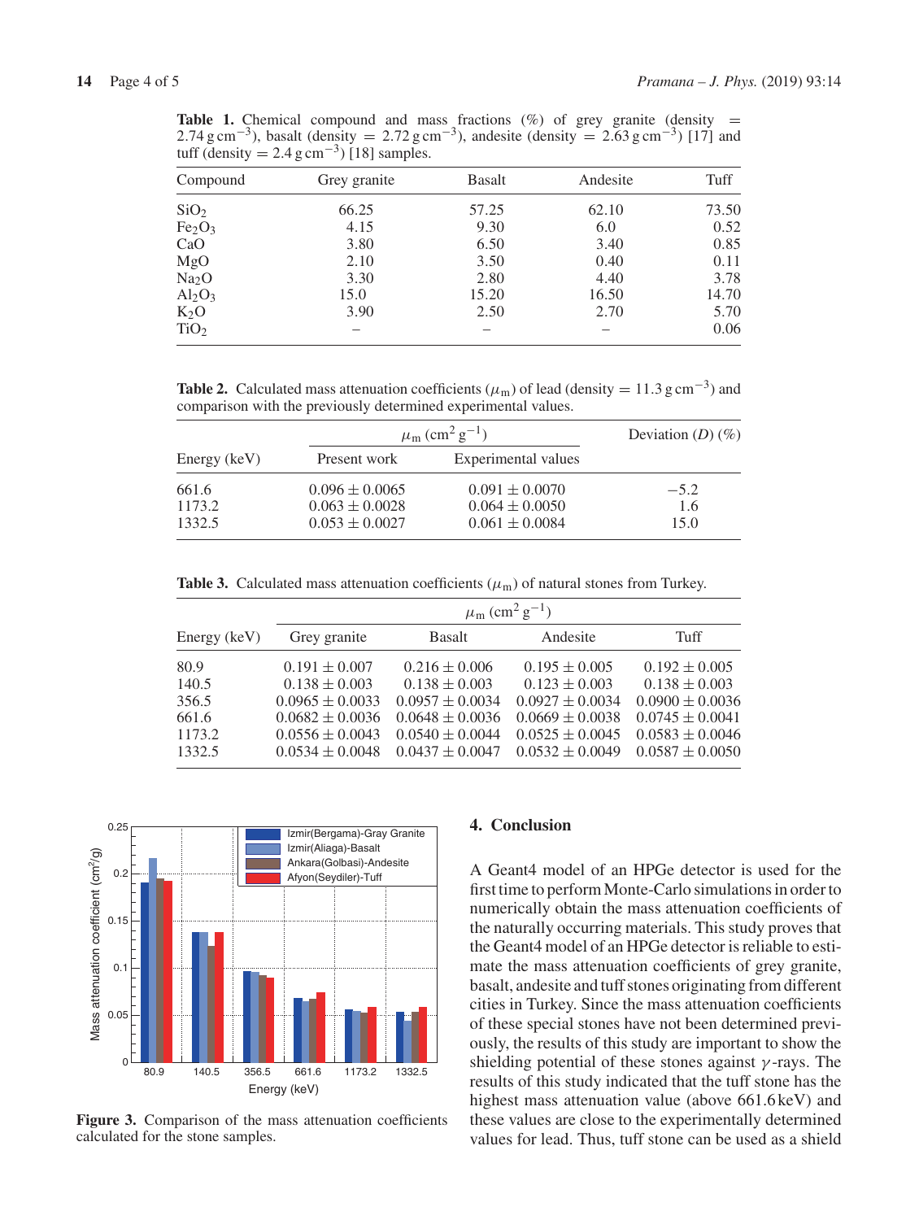**Table 1.** Chemical compound and mass fractions (%) of grey granite (density = 2.74 g cm$^{-3}$), basalt (density = 2.72 g cm$^{-3}$), andesite (density = 2.63 g cm$^{-3}$) [17] and tuff (density = 2.4 g cm$^{-3}$) [18] samples.

| Compound | Grey granite | Basalt | Andesite | Tuff |
|---|---|---|---|---|
| $SiO_2$ | 66.25 | 57.25 | 62.10 | 73.50 |
| $Fe_2O_3$ | 4.15 | 9.30 | 6.0 | 0.52 |
| CaO | 3.80 | 6.50 | 3.40 | 0.85 |
| MgO | 2.10 | 3.50 | 0.40 | 0.11 |
| $Na_2O$ | 3.30 | 2.80 | 4.40 | 3.78 |
| $Al_2O_3$ | 15.0 | 15.20 | 16.50 | 14.70 |
| $K_2O$ | 3.90 | 2.50 | 2.70 | 5.70 |
| $TiO_2$ | – | – | – | 0.06 |

**Table 2.** Calculated mass attenuation coefficients ($\mu_m$) of lead (density = 11.3 g cm$^{-3}$) and comparison with the previously determined experimental values.

| | $\mu_m$ (cm$^2$ g$^{-1}$) | | Deviation ($D$) (%) |
|---|---|---|---|
| Energy (keV) | Present work | Experimental values | |
| 661.6 | 0.096 ± 0.0065 | 0.091 ± 0.0070 | −5.2 |
| 1173.2 | 0.063 ± 0.0028 | 0.064 ± 0.0050 | 1.6 |
| 1332.5 | 0.053 ± 0.0027 | 0.061 ± 0.0084 | 15.0 |

**Table 3.** Calculated mass attenuation coefficients ($\mu_m$) of natural stones from Turkey.

| | $\mu_m$ (cm$^2$ g$^{-1}$) | | | |
|---|---|---|---|---|
| Energy (keV) | Grey granite | Basalt | Andesite | Tuff |
| 80.9 | 0.191 ± 0.007 | 0.216 ± 0.006 | 0.195 ± 0.005 | 0.192 ± 0.005 |
| 140.5 | 0.138 ± 0.003 | 0.138 ± 0.003 | 0.123 ± 0.003 | 0.138 ± 0.003 |
| 356.5 | 0.0965 ± 0.0033 | 0.0957 ± 0.0034 | 0.0927 ± 0.0034 | 0.0900 ± 0.0036 |
| 661.6 | 0.0682 ± 0.0036 | 0.0648 ± 0.0036 | 0.0669 ± 0.0038 | 0.0745 ± 0.0041 |
| 1173.2 | 0.0556 ± 0.0043 | 0.0540 ± 0.0044 | 0.0525 ± 0.0045 | 0.0583 ± 0.0046 |
| 1332.5 | 0.0534 ± 0.0048 | 0.0437 ± 0.0047 | 0.0532 ± 0.0049 | 0.0587 ± 0.0050 |

**Figure 3.** Comparison of the mass attenuation coefficients calculated for the stone samples.

## 4. Conclusion

A Geant4 model of an HPGe detector is used for the first time to perform Monte-Carlo simulations in order to numerically obtain the mass attenuation coefficients of the naturally occurring materials. This study proves that the Geant4 model of an HPGe detector is reliable to estimate the mass attenuation coefficients of grey granite, basalt, andesite and tuff stones originating from different cities in Turkey. Since the mass attenuation coefficients of these special stones have not been determined previously, the results of this study are important to show the shielding potential of these stones against $\gamma$-rays. The results of this study indicated that the tuff stone has the highest mass attenuation value (above 661.6 keV) and these values are close to the experimentally determined values for lead. Thus, tuff stone can be used as a shield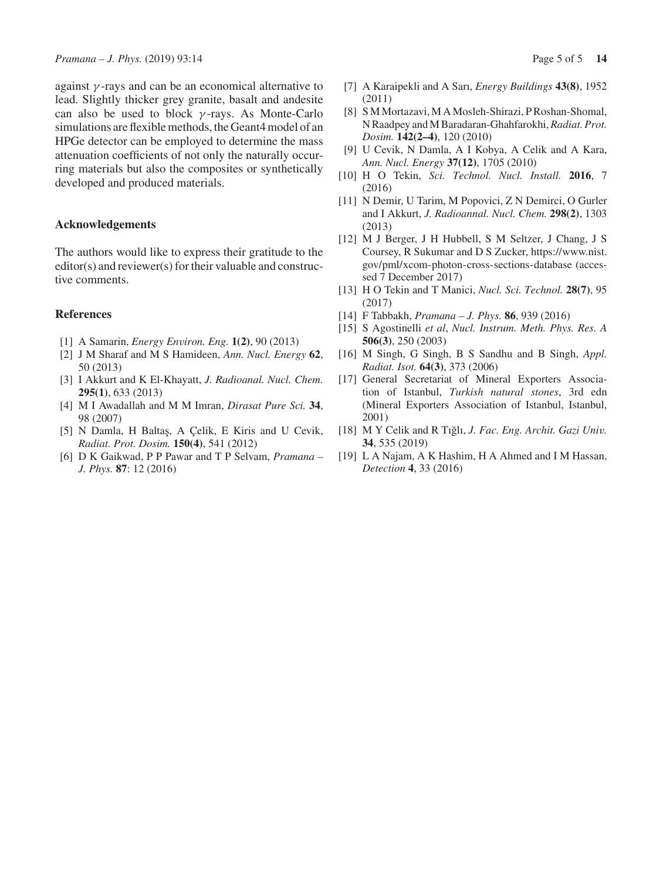against $\gamma$-rays and can be an economical alternative to lead. Slightly thicker grey granite, basalt and andesite can also be used to block $\gamma$-rays. As Monte-Carlo simulations are flexible methods, the Geant4 model of an HPGe detector can be employed to determine the mass attenuation coefficients of not only the naturally occurring materials but also the composites or synthetically developed and produced materials.

## Acknowledgements

The authors would like to express their gratitude to the editor(s) and reviewer(s) for their valuable and constructive comments.

## References

[1] A Samarin, *Energy Environ. Eng.* **1(2)**, 90 (2013)

[2] J M Sharaf and M S Hamideen, *Ann. Nucl. Energy* **62**, 50 (2013)

[3] I Akkurt and K El-Khayatt, *J. Radioanal. Nucl. Chem.* **295(1)**, 633 (2013)

[4] M I Awadallah and M M Imran, *Dirasat Pure Sci.* **34**, 98 (2007)

[5] N Damla, H Baltaş, A Çelik, E Kiris and U Cevik, *Radiat. Prot. Dosim.* **150(4)**, 541 (2012)

[6] D K Gaikwad, P P Pawar and T P Selvam, *Pramana – J. Phys.* **87**: 12 (2016)

[7] A Karaipekli and A Sarı, *Energy Buildings* **43(8)**, 1952 (2011)

[8] S M Mortazavi, M A Mosleh-Shirazi, P Roshan-Shomal, N Raadpey and M Baradaran-Ghahfarokhi, *Radiat. Prot. Dosim.* **142(2–4)**, 120 (2010)

[9] U Cevik, N Damla, A I Kobya, A Celik and A Kara, *Ann. Nucl. Energy* **37(12)**, 1705 (2010)

[10] H O Tekin, *Sci. Technol. Nucl. Install.* **2016**, 7 (2016)

[11] N Demir, U Tarim, M Popovici, Z N Demirci, O Gurler and I Akkurt, *J. Radioannal. Nucl. Chem.* **298(2)**, 1303 (2013)

[12] M J Berger, J H Hubbell, S M Seltzer, J Chang, J S Coursey, R Sukumar and D S Zucker, https://www.nist.gov/pml/xcom-photon-cross-sections-database (accessed 7 December 2017)

[13] H O Tekin and T Manici, *Nucl. Sci. Technol.* **28(7)**, 95 (2017)

[14] F Tabbakh, *Pramana – J. Phys.* **86**, 939 (2016)

[15] S Agostinelli *et al*, *Nucl. Instrum. Meth. Phys. Res. A* **506(3)**, 250 (2003)

[16] M Singh, G Singh, B S Sandhu and B Singh, *Appl. Radiat. Isot.* **64(3)**, 373 (2006)

[17] General Secretariat of Mineral Exporters Association of Istanbul, *Turkish natural stones*, 3rd edn (Mineral Exporters Association of Istanbul, Istanbul, 2001)

[18] M Y Celik and R Tığlı, *J. Fac. Eng. Archit. Gazi Univ.* **34**, 535 (2019)

[19] L A Najam, A K Hashim, H A Ahmed and I M Hassan, *Detection* **4**, 33 (2016)